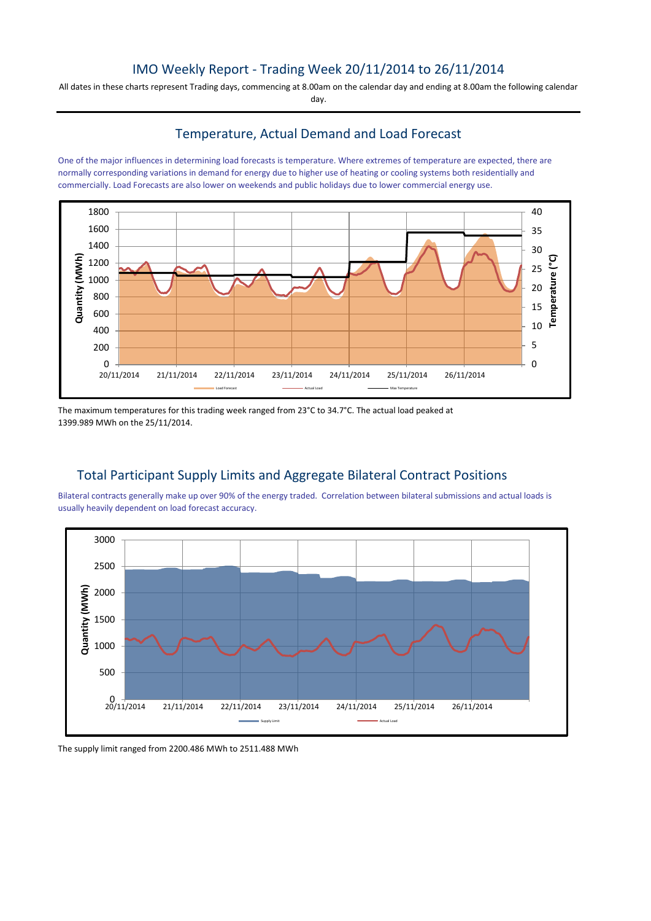# IMO Weekly Report - Trading Week 20/11/2014 to 26/11/2014

All dates in these charts represent Trading days, commencing at 8.00am on the calendar day and ending at 8.00am the following calendar day.

## Temperature, Actual Demand and Load Forecast

One of the major influences in determining load forecasts is temperature. Where extremes of temperature are expected, there are normally corresponding variations in demand for energy due to higher use of heating or cooling systems both residentially and commercially. Load Forecasts are also lower on weekends and public holidays due to lower commercial energy use.

The maximum temperatures for this trading week ranged from 23°C to 34.7°C. The actual load peaked at 1399.989 MWh on the 25/11/2014.

## Total Participant Supply Limits and Aggregate Bilateral Contract Positions

Bilateral contracts generally make up over 90% of the energy traded. Correlation between bilateral submissions and actual loads is usually heavily dependent on load forecast accuracy.

The supply limit ranged from 2200.486 MWh to 2511.488 MWh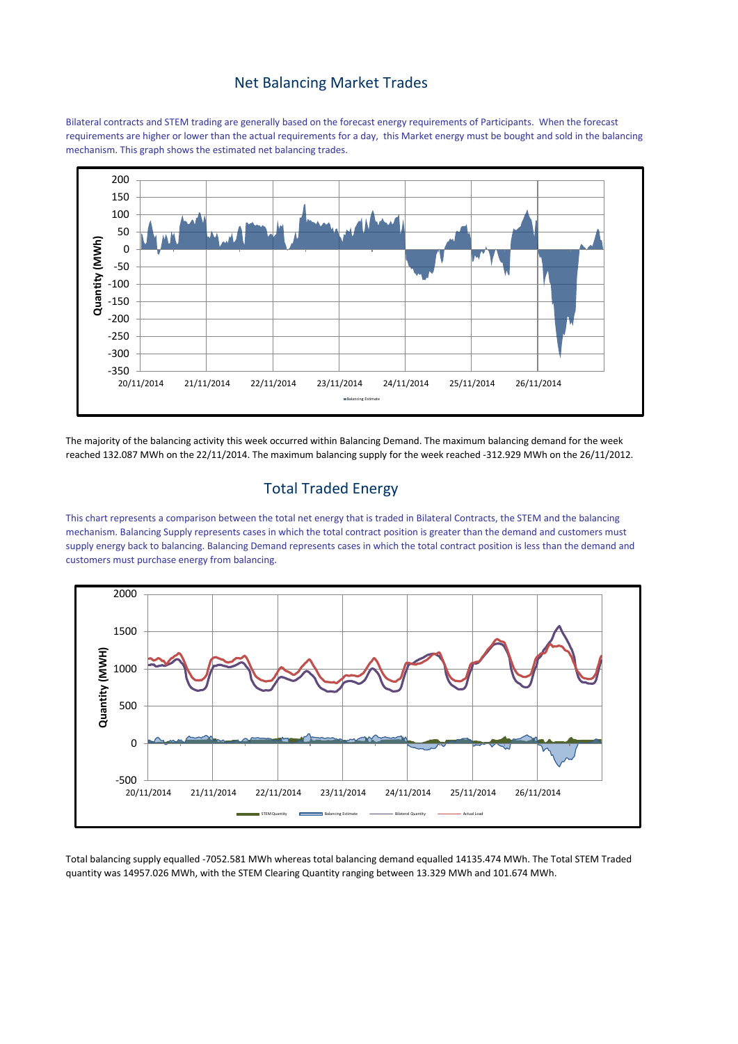## Net Balancing Market Trades

Bilateral contracts and STEM trading are generally based on the forecast energy requirements of Participants. When the forecast requirements are higher or lower than the actual requirements for a day, this Market energy must be bought and sold in the balancing mechanism. This graph shows the estimated net balancing trades.

The majority of the balancing activity this week occurred within Balancing Demand. The maximum balancing demand for the week reached 132.087 MWh on the 22/11/2014. The maximum balancing supply for the week reached -312.929 MWh on the 26/11/2012.

## Total Traded Energy

This chart represents a comparison between the total net energy that is traded in Bilateral Contracts, the STEM and the balancing mechanism. Balancing Supply represents cases in which the total contract position is greater than the demand and customers must supply energy back to balancing. Balancing Demand represents cases in which the total contract position is less than the demand and customers must purchase energy from balancing.

Total balancing supply equalled -7052.581 MWh whereas total balancing demand equalled 14135.474 MWh. The Total STEM Traded quantity was 14957.026 MWh, with the STEM Clearing Quantity ranging between 13.329 MWh and 101.674 MWh.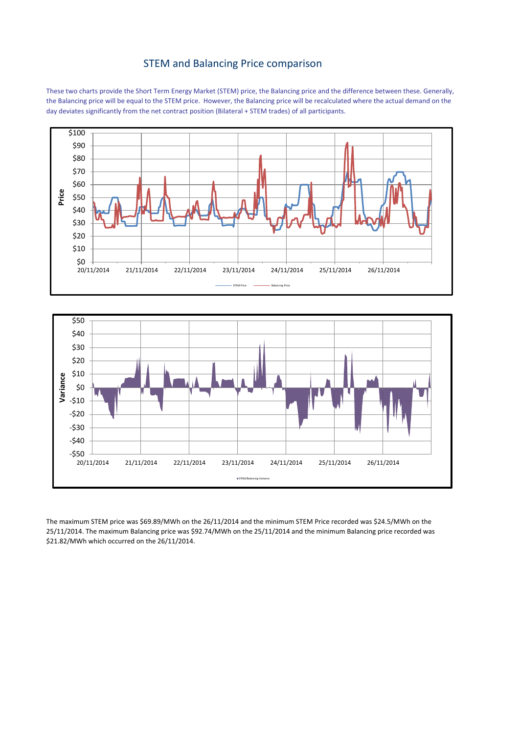# STEM and Balancing Price comparison

These two charts provide the Short Term Energy Market (STEM) price, the Balancing price and the difference between these. Generally, the Balancing price will be equal to the STEM price. However, the Balancing price will be recalculated where the actual demand on the day deviates significantly from the net contract position (Bilateral + STEM trades) of all participants.

Price

$100
$90
$80
$70
$60
$50
$40
$30
$20
$10
$0

20/11/2014
21/11/2014
22/11/2014
23/11/2014
24/11/2014
25/11/2014
26/11/2014

STEM Price
Balancing Price

Variance

$50
$40
$30
$20
$10
$0
-$10
-$20
-$30
-$40
-$50

20/11/2014
21/11/2014
22/11/2014
23/11/2014
24/11/2014
25/11/2014
26/11/2014

STEM/Balancing Variance

The maximum STEM price was $69.89/MWh on the 26/11/2014 and the minimum STEM Price recorded was $24.5/MWh on the 25/11/2014. The maximum Balancing price was $92.74/MWh on the 25/11/2014 and the minimum Balancing price recorded was $21.82/MWh which occurred on the 26/11/2014.